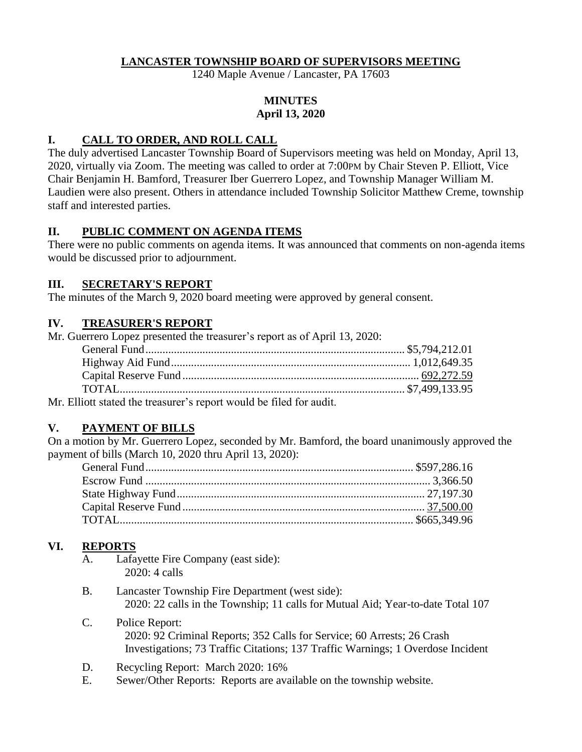# LANCASTER TOWNSHIP BOARD OF SUPERVISORS MEETING

1240 Maple Avenue / Lancaster, PA 17603

**MINUTES**
**April 13, 2020**

## I. CALL TO ORDER, AND ROLL CALL

The duly advertised Lancaster Township Board of Supervisors meeting was held on Monday, April 13, 2020, virtually via Zoom. The meeting was called to order at 7:00PM by Chair Steven P. Elliott, Vice Chair Benjamin H. Bamford, Treasurer Iber Guerrero Lopez, and Township Manager William M. Laudien were also present. Others in attendance included Township Solicitor Matthew Creme, township staff and interested parties.

## II. PUBLIC COMMENT ON AGENDA ITEMS

There were no public comments on agenda items. It was announced that comments on non-agenda items would be discussed prior to adjournment.

## III. SECRETARY'S REPORT

The minutes of the March 9, 2020 board meeting were approved by general consent.

## IV. TREASURER'S REPORT

Mr. Guerrero Lopez presented the treasurer's report as of April 13, 2020:

| | |
|---|---|
| General Fund | $5,794,212.01 |
| Highway Aid Fund | 1,012,649.35 |
| Capital Reserve Fund | 692,272.59 |
| TOTAL | $7,499,133.95 |

Mr. Elliott stated the treasurer's report would be filed for audit.

## V. PAYMENT OF BILLS

On a motion by Mr. Guerrero Lopez, seconded by Mr. Bamford, the board unanimously approved the payment of bills (March 10, 2020 thru April 13, 2020):

| | |
|---|---|
| General Fund | $597,286.16 |
| Escrow Fund | 3,366.50 |
| State Highway Fund | 27,197.30 |
| Capital Reserve Fund | 37,500.00 |
| TOTAL | $665,349.96 |

## VI. REPORTS

A. Lafayette Fire Company (east side):
   2020: 4 calls

B. Lancaster Township Fire Department (west side):
   2020: 22 calls in the Township; 11 calls for Mutual Aid; Year-to-date Total 107

C. Police Report:
   2020: 92 Criminal Reports; 352 Calls for Service; 60 Arrests; 26 Crash Investigations; 73 Traffic Citations; 137 Traffic Warnings; 1 Overdose Incident

D. Recycling Report: March 2020: 16%

E. Sewer/Other Reports: Reports are available on the township website.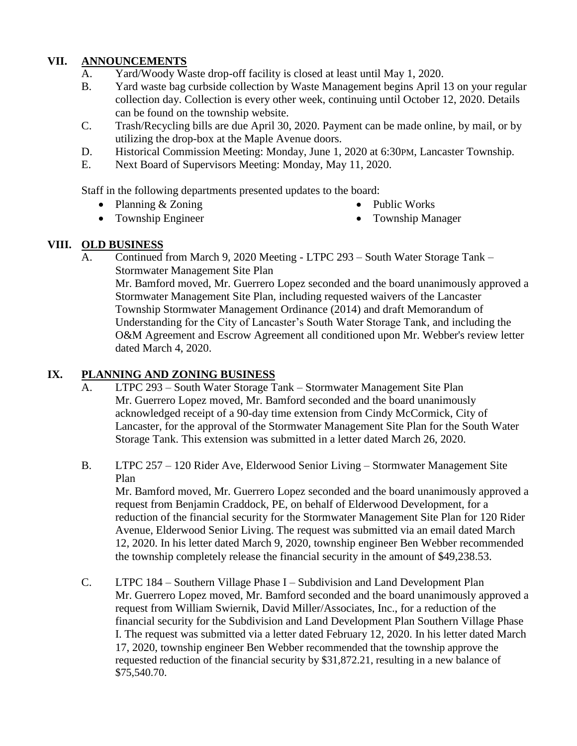## VII. ANNOUNCEMENTS

A. Yard/Woody Waste drop-off facility is closed at least until May 1, 2020.

B. Yard waste bag curbside collection by Waste Management begins April 13 on your regular collection day. Collection is every other week, continuing until October 12, 2020. Details can be found on the township website.

C. Trash/Recycling bills are due April 30, 2020. Payment can be made online, by mail, or by utilizing the drop-box at the Maple Avenue doors.

D. Historical Commission Meeting: Monday, June 1, 2020 at 6:30PM, Lancaster Township.

E. Next Board of Supervisors Meeting: Monday, May 11, 2020.

Staff in the following departments presented updates to the board:

- Planning & Zoning
- Township Engineer
- Public Works
- Township Manager

## VIII. OLD BUSINESS

A. Continued from March 9, 2020 Meeting - LTPC 293 – South Water Storage Tank – Stormwater Management Site Plan

Mr. Bamford moved, Mr. Guerrero Lopez seconded and the board unanimously approved a Stormwater Management Site Plan, including requested waivers of the Lancaster Township Stormwater Management Ordinance (2014) and draft Memorandum of Understanding for the City of Lancaster's South Water Storage Tank, and including the O&M Agreement and Escrow Agreement all conditioned upon Mr. Webber's review letter dated March 4, 2020.

## IX. PLANNING AND ZONING BUSINESS

A. LTPC 293 – South Water Storage Tank – Stormwater Management Site Plan

Mr. Guerrero Lopez moved, Mr. Bamford seconded and the board unanimously acknowledged receipt of a 90-day time extension from Cindy McCormick, City of Lancaster, for the approval of the Stormwater Management Site Plan for the South Water Storage Tank. This extension was submitted in a letter dated March 26, 2020.

B. LTPC 257 – 120 Rider Ave, Elderwood Senior Living – Stormwater Management Site Plan

Mr. Bamford moved, Mr. Guerrero Lopez seconded and the board unanimously approved a request from Benjamin Craddock, PE, on behalf of Elderwood Development, for a reduction of the financial security for the Stormwater Management Site Plan for 120 Rider Avenue, Elderwood Senior Living. The request was submitted via an email dated March 12, 2020. In his letter dated March 9, 2020, township engineer Ben Webber recommended the township completely release the financial security in the amount of $49,238.53.

C. LTPC 184 – Southern Village Phase I – Subdivision and Land Development Plan

Mr. Guerrero Lopez moved, Mr. Bamford seconded and the board unanimously approved a request from William Swiernik, David Miller/Associates, Inc., for a reduction of the financial security for the Subdivision and Land Development Plan Southern Village Phase I. The request was submitted via a letter dated February 12, 2020. In his letter dated March 17, 2020, township engineer Ben Webber recommended that the township approve the requested reduction of the financial security by $31,872.21, resulting in a new balance of $75,540.70.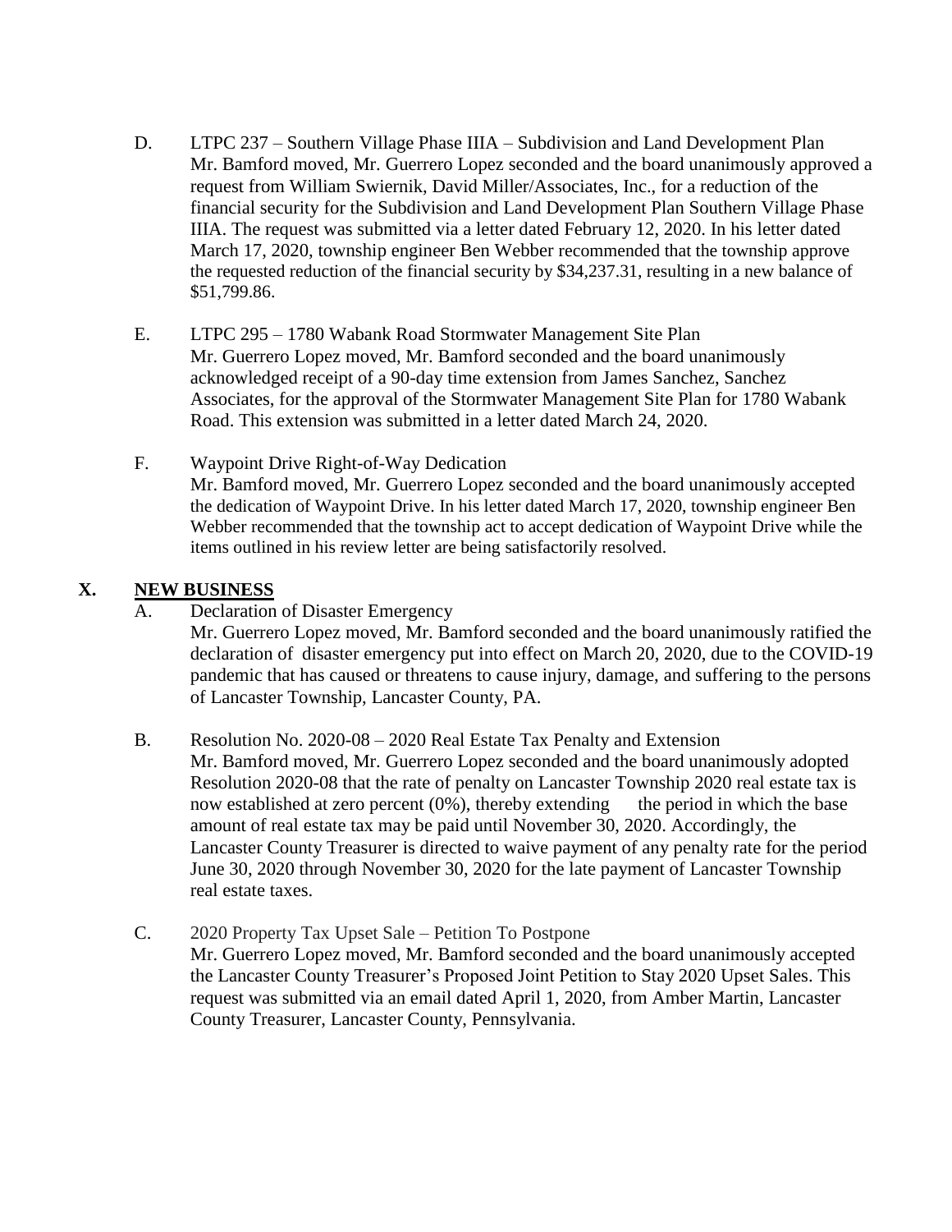D. LTPC 237 – Southern Village Phase IIIA – Subdivision and Land Development Plan
Mr. Bamford moved, Mr. Guerrero Lopez seconded and the board unanimously approved a request from William Swiernik, David Miller/Associates, Inc., for a reduction of the financial security for the Subdivision and Land Development Plan Southern Village Phase IIIA. The request was submitted via a letter dated February 12, 2020. In his letter dated March 17, 2020, township engineer Ben Webber recommended that the township approve the requested reduction of the financial security by $34,237.31, resulting in a new balance of $51,799.86.

E. LTPC 295 – 1780 Wabank Road Stormwater Management Site Plan
Mr. Guerrero Lopez moved, Mr. Bamford seconded and the board unanimously acknowledged receipt of a 90-day time extension from James Sanchez, Sanchez Associates, for the approval of the Stormwater Management Site Plan for 1780 Wabank Road. This extension was submitted in a letter dated March 24, 2020.

F. Waypoint Drive Right-of-Way Dedication
Mr. Bamford moved, Mr. Guerrero Lopez seconded and the board unanimously accepted the dedication of Waypoint Drive. In his letter dated March 17, 2020, township engineer Ben Webber recommended that the township act to accept dedication of Waypoint Drive while the items outlined in his review letter are being satisfactorily resolved.

## X. NEW BUSINESS

A. Declaration of Disaster Emergency
Mr. Guerrero Lopez moved, Mr. Bamford seconded and the board unanimously ratified the declaration of disaster emergency put into effect on March 20, 2020, due to the COVID-19 pandemic that has caused or threatens to cause injury, damage, and suffering to the persons of Lancaster Township, Lancaster County, PA.

B. Resolution No. 2020-08 – 2020 Real Estate Tax Penalty and Extension
Mr. Bamford moved, Mr. Guerrero Lopez seconded and the board unanimously adopted Resolution 2020-08 that the rate of penalty on Lancaster Township 2020 real estate tax is now established at zero percent (0%), thereby extending the period in which the base amount of real estate tax may be paid until November 30, 2020. Accordingly, the Lancaster County Treasurer is directed to waive payment of any penalty rate for the period June 30, 2020 through November 30, 2020 for the late payment of Lancaster Township real estate taxes.

C. 2020 Property Tax Upset Sale – Petition To Postpone
Mr. Guerrero Lopez moved, Mr. Bamford seconded and the board unanimously accepted the Lancaster County Treasurer's Proposed Joint Petition to Stay 2020 Upset Sales. This request was submitted via an email dated April 1, 2020, from Amber Martin, Lancaster County Treasurer, Lancaster County, Pennsylvania.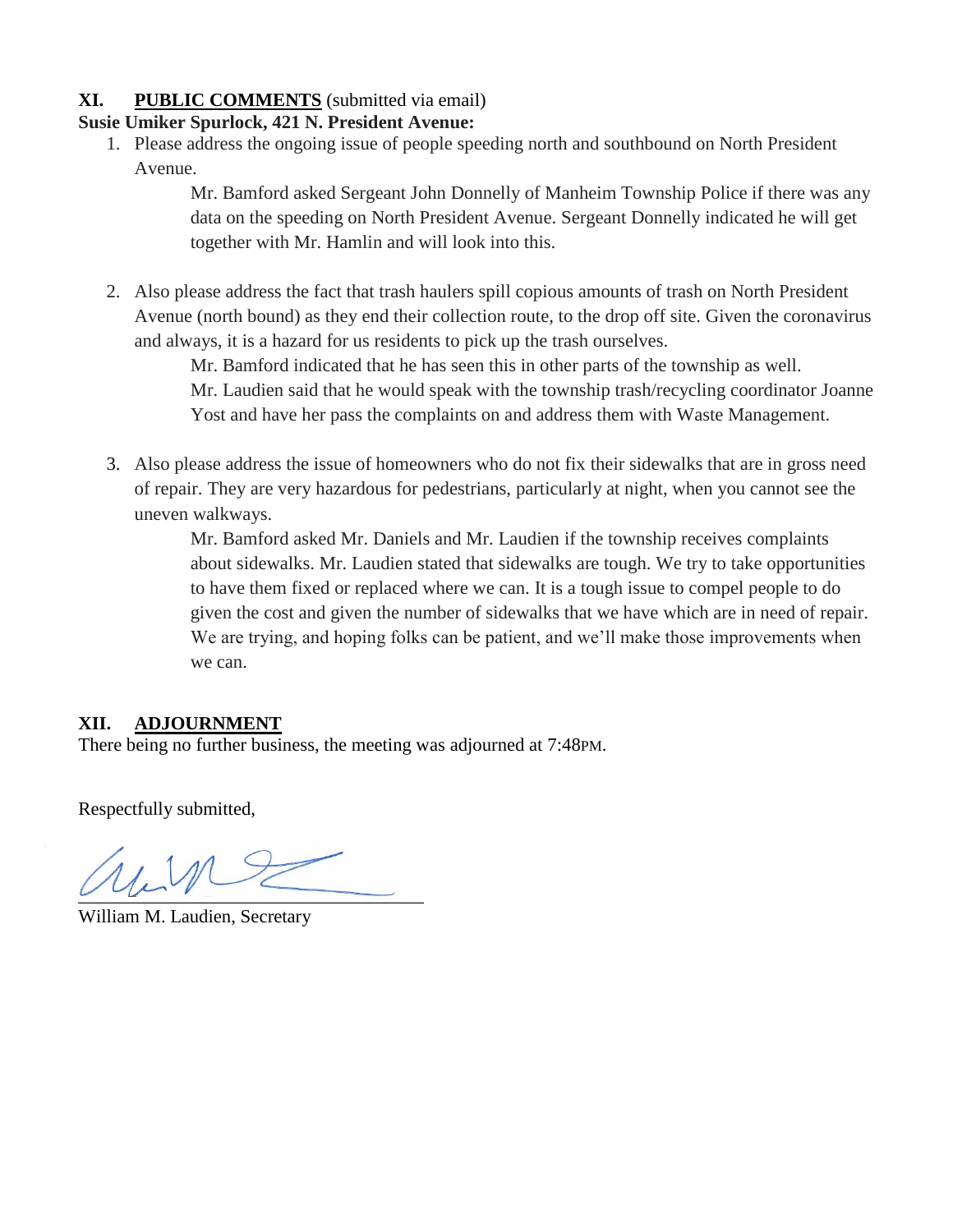## XI. PUBLIC COMMENTS (submitted via email)

**Susie Umiker Spurlock, 421 N. President Avenue:**

1. Please address the ongoing issue of people speeding north and southbound on North President Avenue.

   Mr. Bamford asked Sergeant John Donnelly of Manheim Township Police if there was any data on the speeding on North President Avenue. Sergeant Donnelly indicated he will get together with Mr. Hamlin and will look into this.

2. Also please address the fact that trash haulers spill copious amounts of trash on North President Avenue (north bound) as they end their collection route, to the drop off site. Given the coronavirus and always, it is a hazard for us residents to pick up the trash ourselves.

   Mr. Bamford indicated that he has seen this in other parts of the township as well. Mr. Laudien said that he would speak with the township trash/recycling coordinator Joanne Yost and have her pass the complaints on and address them with Waste Management.

3. Also please address the issue of homeowners who do not fix their sidewalks that are in gross need of repair. They are very hazardous for pedestrians, particularly at night, when you cannot see the uneven walkways.

   Mr. Bamford asked Mr. Daniels and Mr. Laudien if the township receives complaints about sidewalks. Mr. Laudien stated that sidewalks are tough. We try to take opportunities to have them fixed or replaced where we can. It is a tough issue to compel people to do given the cost and given the number of sidewalks that we have which are in need of repair. We are trying, and hoping folks can be patient, and we'll make those improvements when we can.

## XII. ADJOURNMENT

There being no further business, the meeting was adjourned at 7:48PM.

Respectfully submitted,

William M. Laudien, Secretary